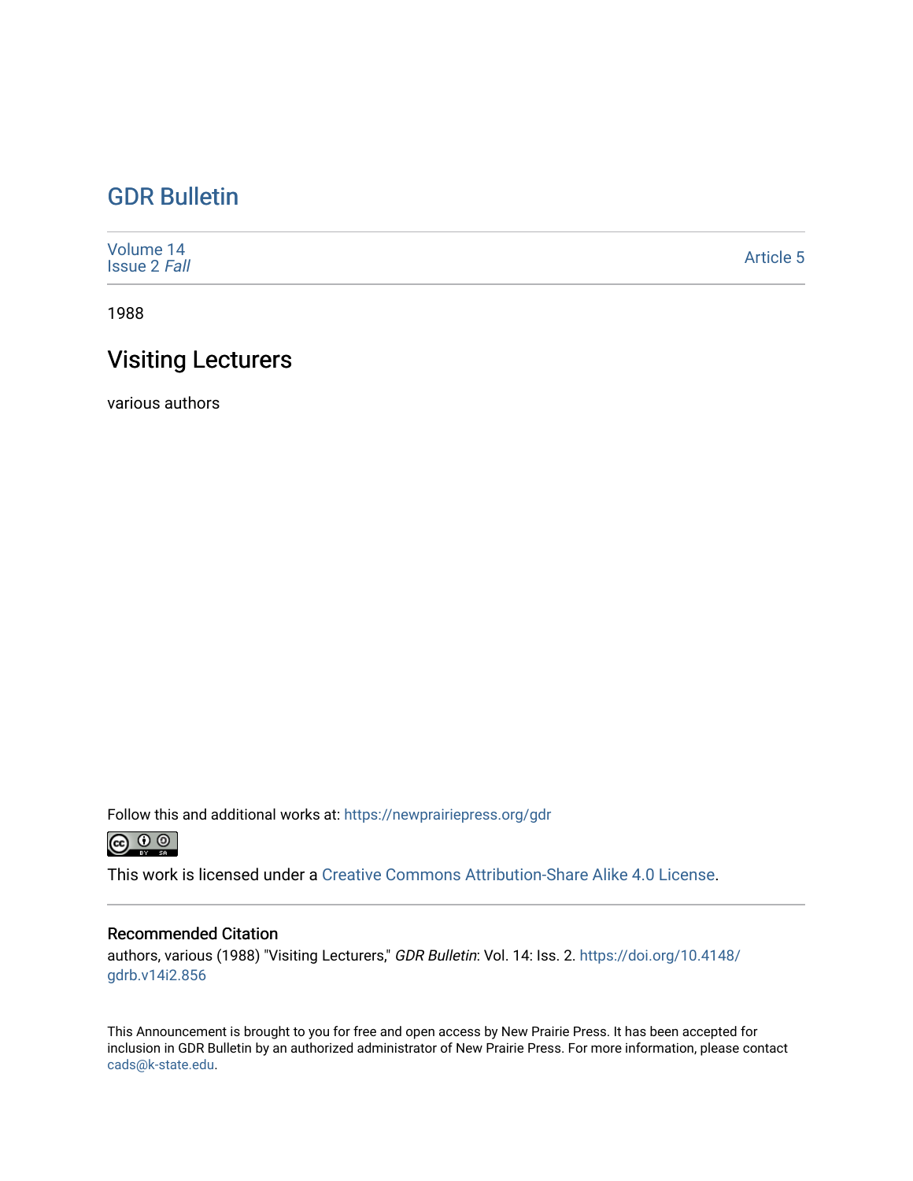# GDR Bulletin

Volume 14
Issue 2 *Fall*

Article 5

1988

## Visiting Lecturers

various authors

Follow this and additional works at: https://newprairiepress.org/gdr

This work is licensed under a Creative Commons Attribution-Share Alike 4.0 License.

### Recommended Citation

authors, various (1988) "Visiting Lecturers," *GDR Bulletin*: Vol. 14: Iss. 2. https://doi.org/10.4148/gdrb.v14i2.856

This Announcement is brought to you for free and open access by New Prairie Press. It has been accepted for inclusion in GDR Bulletin by an authorized administrator of New Prairie Press. For more information, please contact cads@k-state.edu.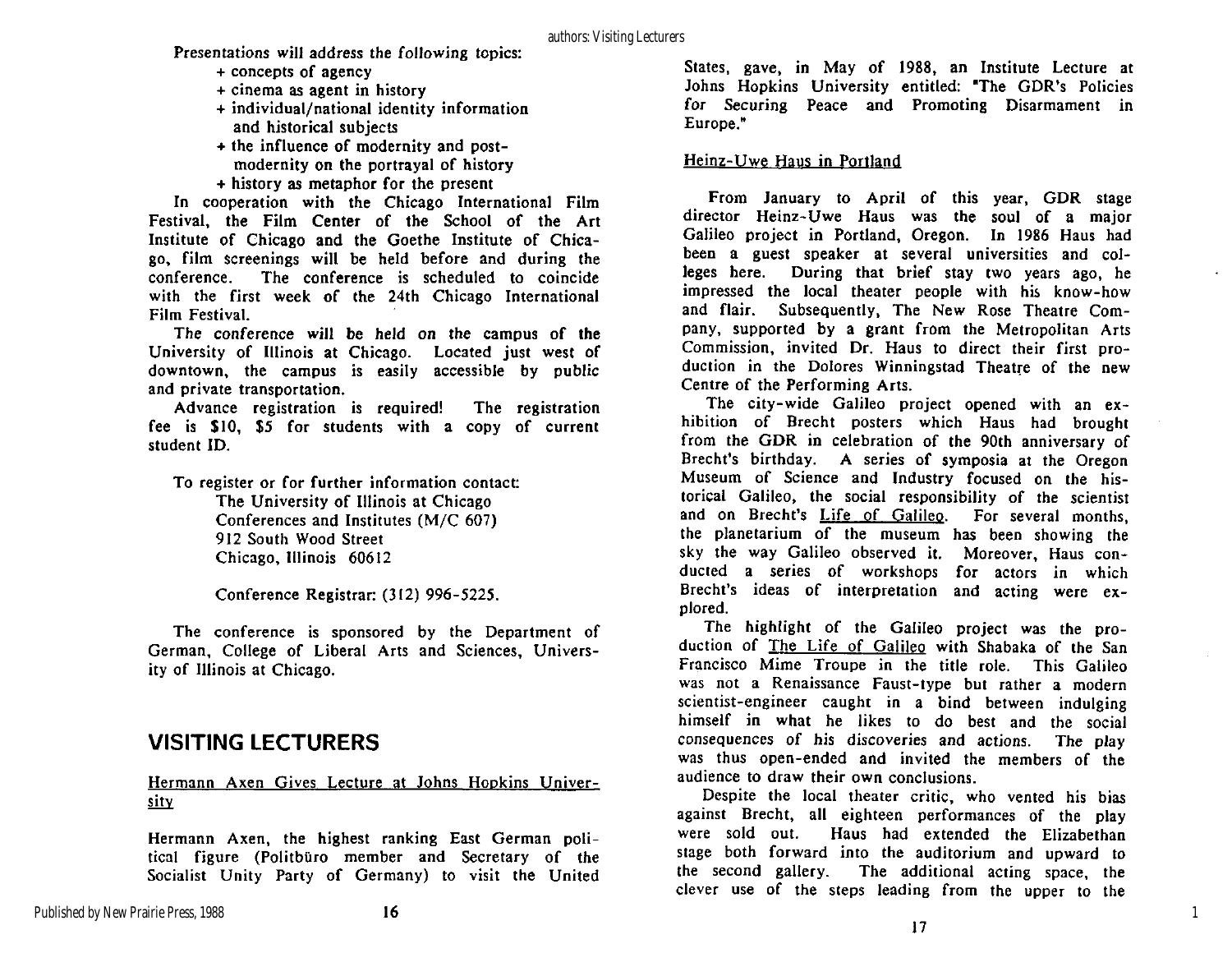Presentations will address the following topics:

+ concepts of agency
+ cinema as agent in history
+ individual/national identity information and historical subjects
+ the influence of modernity and post-modernity on the portrayal of history
+ history as metaphor for the present

In cooperation with the Chicago International Film Festival, the Film Center of the School of the Art Institute of Chicago and the Goethe Institute of Chicago, film screenings will be held before and during the conference. The conference is scheduled to coincide with the first week of the 24th Chicago International Film Festival.

The conference will be held on the campus of the University of Illinois at Chicago. Located just west of downtown, the campus is easily accessible by public and private transportation.

Advance registration is required! The registration fee is $10, $5 for students with a copy of current student ID.

To register or for further information contact:

The University of Illinois at Chicago
Conferences and Institutes (M/C 607)
912 South Wood Street
Chicago, Illinois 60612

Conference Registrar: (312) 996-5225.

The conference is sponsored by the Department of German, College of Liberal Arts and Sciences, University of Illinois at Chicago.

## VISITING LECTURERS

### Hermann Axen Gives Lecture at Johns Hopkins University

Hermann Axen, the highest ranking East German political figure (Politbüro member and Secretary of the Socialist Unity Party of Germany) to visit the United States, gave, in May of 1988, an Institute Lecture at Johns Hopkins University entitled: "The GDR's Policies for Securing Peace and Promoting Disarmament in Europe."

### Heinz-Uwe Haus in Portland

From January to April of this year, GDR stage director Heinz-Uwe Haus was the soul of a major Galileo project in Portland, Oregon. In 1986 Haus had been a guest speaker at several universities and colleges here. During that brief stay two years ago, he impressed the local theater people with his know-how and flair. Subsequently, The New Rose Theatre Company, supported by a grant from the Metropolitan Arts Commission, invited Dr. Haus to direct their first production in the Dolores Winningstad Theatre of the new Centre of the Performing Arts.

The city-wide Galileo project opened with an exhibition of Brecht posters which Haus had brought from the GDR in celebration of the 90th anniversary of Brecht's birthday. A series of symposia at the Oregon Museum of Science and Industry focused on the historical Galileo, the social responsibility of the scientist and on Brecht's Life of Galileo. For several months, the planetarium of the museum has been showing the sky the way Galileo observed it. Moreover, Haus conducted a series of workshops for actors in which Brecht's ideas of interpretation and acting were explored.

The highlight of the Galileo project was the production of The Life of Galileo with Shabaka of the San Francisco Mime Troupe in the title role. This Galileo was not a Renaissance Faust-type but rather a modern scientist-engineer caught in a bind between indulging himself in what he likes to do best and the social consequences of his discoveries and actions. The play was thus open-ended and invited the members of the audience to draw their own conclusions.

Despite the local theater critic, who vented his bias against Brecht, all eighteen performances of the play were sold out. Haus had extended the Elizabethan stage both forward into the auditorium and upward to the second gallery. The additional acting space, the clever use of the steps leading from the upper to the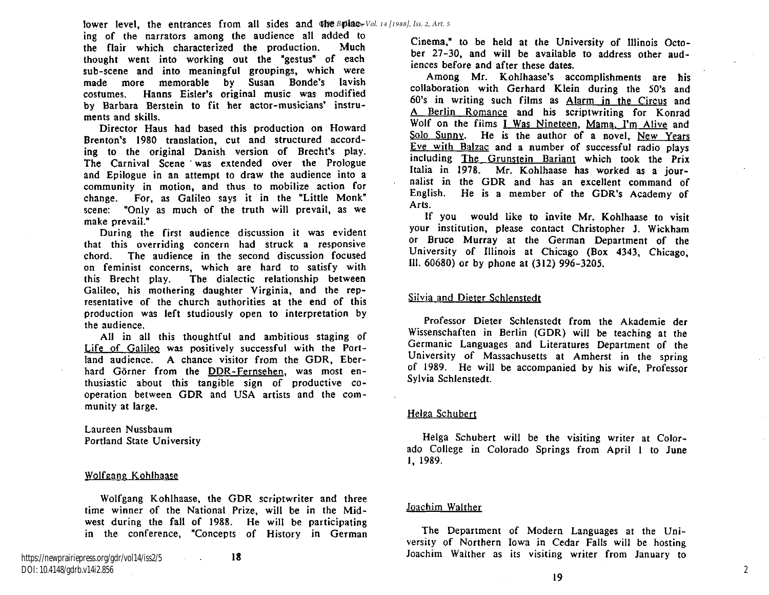lower level, the entrances from all sides and the placing of the narrators among the audience all added to the flair which characterized the production. Much thought went into working out the "gestus" of each sub-scene and into meaningful groupings, which were made more memorable by Susan Bonde's lavish costumes. Hanns Eisler's original music was modified by Barbara Berstein to fit her actor-musicians' instruments and skills.

Director Haus had based this production on Howard Brenton's 1980 translation, cut and structured according to the original Danish version of Brecht's play. The Carnival Scene was extended over the Prologue and Epilogue in an attempt to draw the audience into a community in motion, and thus to mobilize action for change. For, as Galileo says it in the "Little Monk" scene: "Only as much of the truth will prevail, as we make prevail."

During the first audience discussion it was evident that this overriding concern had struck a responsive chord. The audience in the second discussion focused on feminist concerns, which are hard to satisfy with this Brecht play. The dialectic relationship between Galileo, his mothering daughter Virginia, and the representative of the church authorities at the end of this production was left studiously open to interpretation by the audience.

All in all this thoughtful and ambitious staging of Life of Galileo was positively successful with the Portland audience. A chance visitor from the GDR, Eberhard Görner from the DDR-Fernsehen, was most enthusiastic about this tangible sign of productive cooperation between GDR and USA artists and the community at large.

Laureen Nussbaum
Portland State University

## Wolfgang Kohlhaase

Wolfgang Kohlhaase, the GDR scriptwriter and three time winner of the National Prize, will be in the Midwest during the fall of 1988. He will be participating in the conference, "Concepts of History in German Cinema," to be held at the University of Illinois October 27-30, and will be available to address other audiences before and after these dates.

Among Mr. Kohlhaase's accomplishments are his collaboration with Gerhard Klein during the 50's and 60's in writing such films as Alarm in the Circus and A Berlin Romance and his scriptwriting for Konrad Wolf on the films I Was Nineteen, Mama, I'm Alive and Solo Sunny. He is the author of a novel, New Years Eve with Balzac and a number of successful radio plays including The Grunstein Bariant which took the Prix Italia in 1978. Mr. Kohlhaase has worked as a journalist in the GDR and has an excellent command of English. He is a member of the GDR's Academy of Arts.

If you would like to invite Mr. Kohlhaase to visit your institution, please contact Christopher J. Wickham or Bruce Murray at the German Department of the University of Illinois at Chicago (Box 4343, Chicago, Ill. 60680) or by phone at (312) 996-3205.

## Silvia and Dieter Schlenstedt

Professor Dieter Schlenstedt from the Akademie der Wissenschaften in Berlin (GDR) will be teaching at the Germanic Languages and Literatures Department of the University of Massachusetts at Amherst in the spring of 1989. He will be accompanied by his wife, Professor Sylvia Schlenstedt.

## Helga Schubert

Helga Schubert will be the visiting writer at Colorado College in Colorado Springs from April 1 to June 1, 1989.

## Joachim Walther

The Department of Modern Languages at the University of Northern Iowa in Cedar Falls will be hosting Joachim Walther as its visiting writer from January to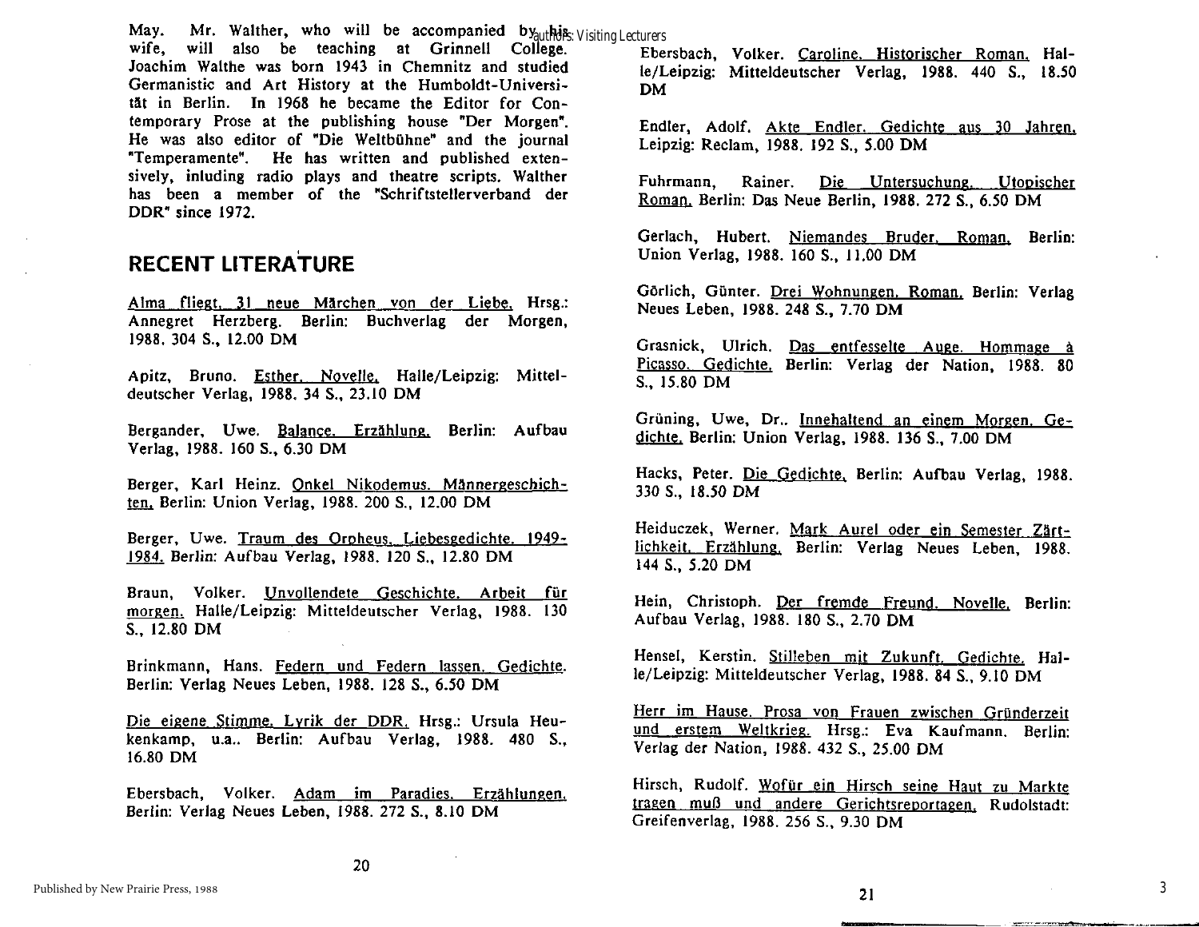May. Mr. Walther, who will be accompanied by his wife, will also be teaching at Grinnell College. Joachim Walthe was born 1943 in Chemnitz and studied Germanistic and Art History at the Humboldt-Universität in Berlin. In 1968 he became the Editor for Contemporary Prose at the publishing house "Der Morgen". He was also editor of "Die Weltbühne" and the journal "Temperamente". He has written and published extensively, inluding radio plays and theatre scripts. Walther has been a member of the "Schriftstellerverband der DDR" since 1972.

## RECENT LITERATURE

Alma fliegt. 31 neue Märchen von der Liebe. Hrsg.: Annegret Herzberg. Berlin: Buchverlag der Morgen, 1988. 304 S., 12.00 DM

Apitz, Bruno. Esther. Novelle. Halle/Leipzig: Mitteldeutscher Verlag, 1988. 34 S., 23.10 DM

Bergander, Uwe. Balance. Erzählung. Berlin: Aufbau Verlag, 1988. 160 S., 6.30 DM

Berger, Karl Heinz. Onkel Nikodemus. Männergeschichten. Berlin: Union Verlag, 1988. 200 S., 12.00 DM

Berger, Uwe. Traum des Orpheus. Liebesgedichte. 1949-1984. Berlin: Aufbau Verlag, 1988. 120 S., 12.80 DM

Braun, Volker. Unvollendete Geschichte. Arbeit für morgen. Halle/Leipzig: Mitteldeutscher Verlag, 1988. 130 S., 12.80 DM

Brinkmann, Hans. Federn und Federn lassen. Gedichte. Berlin: Verlag Neues Leben, 1988. 128 S., 6.50 DM

Die eigene Stimme. Lyrik der DDR. Hrsg.: Ursula Heukenkamp, u.a.. Berlin: Aufbau Verlag, 1988. 480 S., 16.80 DM

Ebersbach, Volker. Adam im Paradies. Erzählungen. Berlin: Verlag Neues Leben, 1988. 272 S., 8.10 DM

Ebersbach, Volker. Caroline. Historischer Roman. Halle/Leipzig: Mitteldeutscher Verlag, 1988. 440 S., 18.50 DM

Endler, Adolf. Akte Endler. Gedichte aus 30 Jahren. Leipzig: Reclam, 1988. 192 S., 5.00 DM

Fuhrmann, Rainer. Die Untersuchung. Utopischer Roman. Berlin: Das Neue Berlin, 1988. 272 S., 6.50 DM

Gerlach, Hubert. Niemandes Bruder. Roman. Berlin: Union Verlag, 1988. 160 S., 11.00 DM

Görlich, Günter. Drei Wohnungen. Roman. Berlin: Verlag Neues Leben, 1988. 248 S., 7.70 DM

Grasnick, Ulrich. Das entfesselte Auge. Hommage à Picasso. Gedichte. Berlin: Verlag der Nation, 1988. 80 S., 15.80 DM

Grüning, Uwe, Dr.. Innehaltend an einem Morgen. Gedichte. Berlin: Union Verlag, 1988. 136 S., 7.00 DM

Hacks, Peter. Die Gedichte. Berlin: Aufbau Verlag, 1988. 330 S., 18.50 DM

Heiduczek, Werner. Mark Aurel oder ein Semester Zärtlichkeit. Erzählung. Berlin: Verlag Neues Leben, 1988. 144 S., 5.20 DM

Hein, Christoph. Der fremde Freund. Novelle. Berlin: Aufbau Verlag, 1988. 180 S., 2.70 DM

Hensel, Kerstin. Stilleben mit Zukunft. Gedichte. Halle/Leipzig: Mitteldeutscher Verlag, 1988. 84 S., 9.10 DM

Herr im Hause. Prosa von Frauen zwischen Gründerzeit und erstem Weltkrieg. Hrsg.: Eva Kaufmann. Berlin: Verlag der Nation, 1988. 432 S., 25.00 DM

Hirsch, Rudolf. Wofür ein Hirsch seine Haut zu Markte tragen muß und andere Gerichtsreportagen. Rudolstadt: Greifenverlag, 1988. 256 S., 9.30 DM